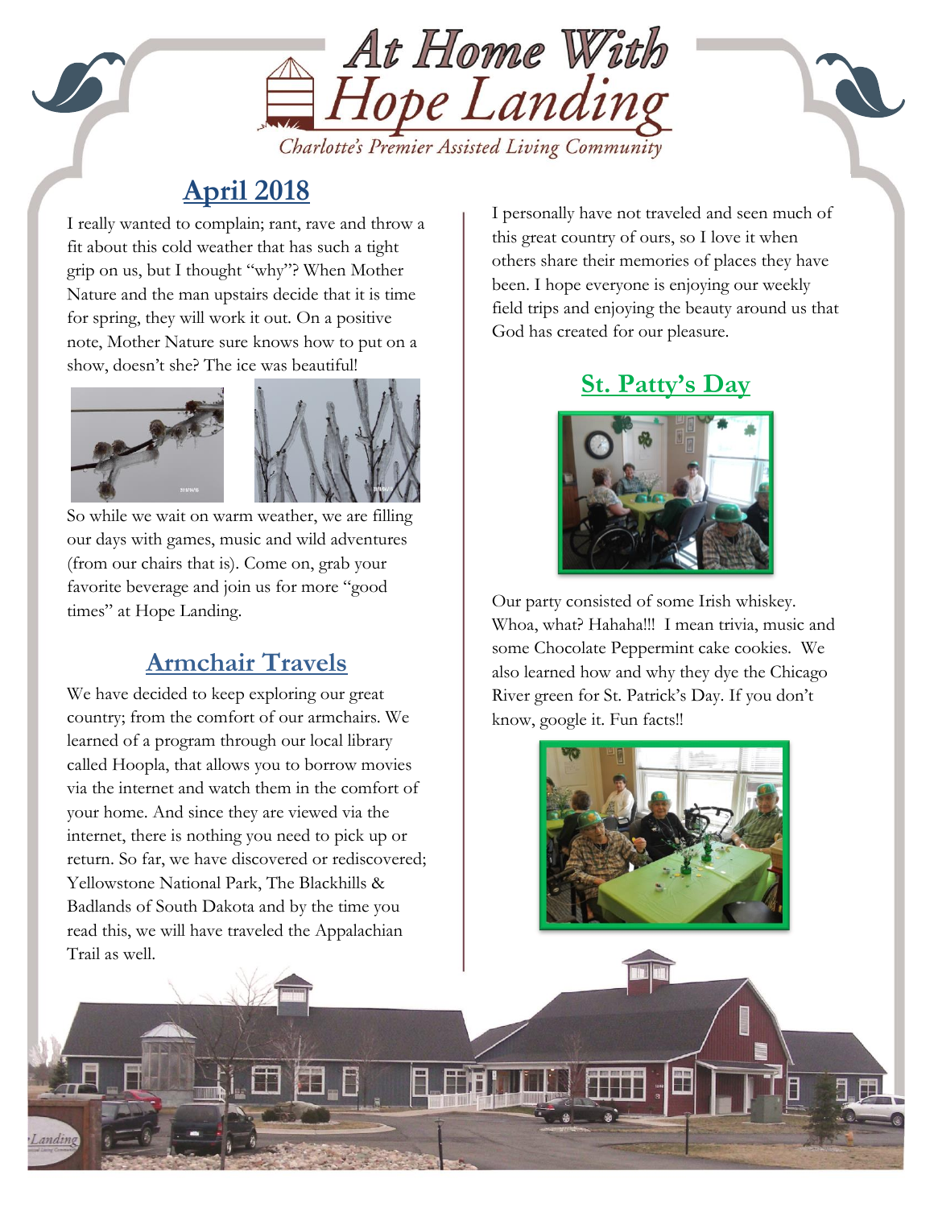# At Home With Hope Landing

*Charlotte's Premier Assisted Living Community*

## April 2018

I really wanted to complain; rant, rave and throw a fit about this cold weather that has such a tight grip on us, but I thought "why"? When Mother Nature and the man upstairs decide that it is time for spring, they will work it out. On a positive note, Mother Nature sure knows how to put on a show, doesn't she? The ice was beautiful!

So while we wait on warm weather, we are filling our days with games, music and wild adventures (from our chairs that is). Come on, grab your favorite beverage and join us for more "good times" at Hope Landing.

## Armchair Travels

We have decided to keep exploring our great country; from the comfort of our armchairs. We learned of a program through our local library called Hoopla, that allows you to borrow movies via the internet and watch them in the comfort of your home. And since they are viewed via the internet, there is nothing you need to pick up or return. So far, we have discovered or rediscovered; Yellowstone National Park, The Blackhills & Badlands of South Dakota and by the time you read this, we will have traveled the Appalachian Trail as well.

I personally have not traveled and seen much of this great country of ours, so I love it when others share their memories of places they have been. I hope everyone is enjoying our weekly field trips and enjoying the beauty around us that God has created for our pleasure.

## St. Patty's Day

Our party consisted of some Irish whiskey. Whoa, what? Hahaha!!! I mean trivia, music and some Chocolate Peppermint cake cookies. We also learned how and why they dye the Chicago River green for St. Patrick's Day. If you don't know, google it. Fun facts!!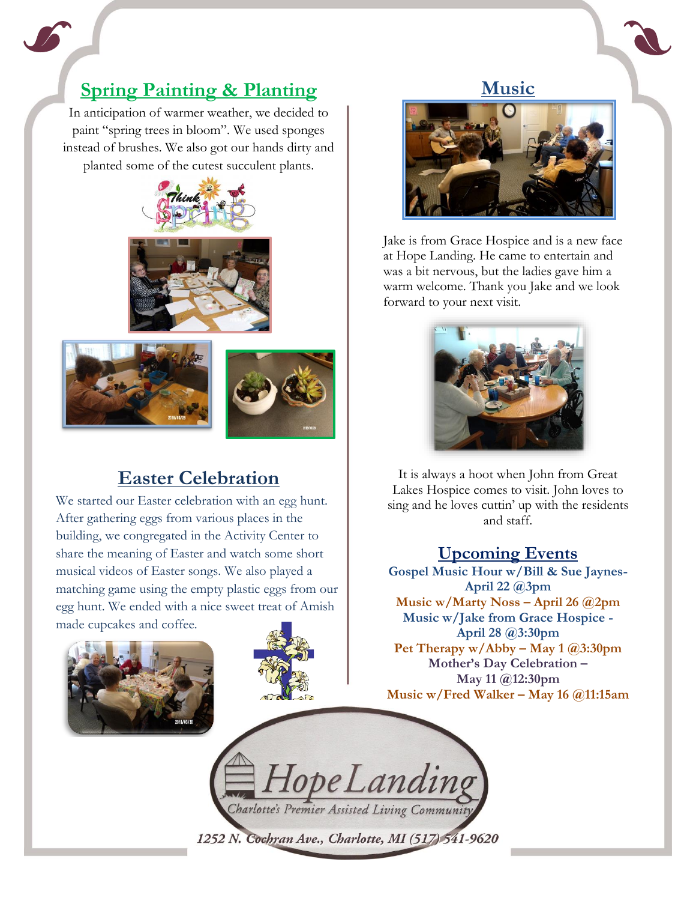## Spring Painting & Planting

In anticipation of warmer weather, we decided to paint "spring trees in bloom". We used sponges instead of brushes. We also got our hands dirty and planted some of the cutest succulent plants.

## Easter Celebration

We started our Easter celebration with an egg hunt. After gathering eggs from various places in the building, we congregated in the Activity Center to share the meaning of Easter and watch some short musical videos of Easter songs. We also played a matching game using the empty plastic eggs from our egg hunt. We ended with a nice sweet treat of Amish made cupcakes and coffee.

## Music

Jake is from Grace Hospice and is a new face at Hope Landing. He came to entertain and was a bit nervous, but the ladies gave him a warm welcome. Thank you Jake and we look forward to your next visit.

It is always a hoot when John from Great Lakes Hospice comes to visit. John loves to sing and he loves cuttin' up with the residents and staff.

## Upcoming Events

**Gospel Music Hour w/Bill & Sue Jaynes- April 22 @3pm**

**Music w/Marty Noss – April 26 @2pm**

**Music w/Jake from Grace Hospice - April 28 @3:30pm**

**Pet Therapy w/Abby – May 1 @3:30pm**

**Mother's Day Celebration – May 11 @12:30pm**

**Music w/Fred Walker – May 16 @11:15am**

HopeLanding

Charlotte's Premier Assisted Living Community

*1252 N. Cochran Ave., Charlotte, MI (517) 541-9620*